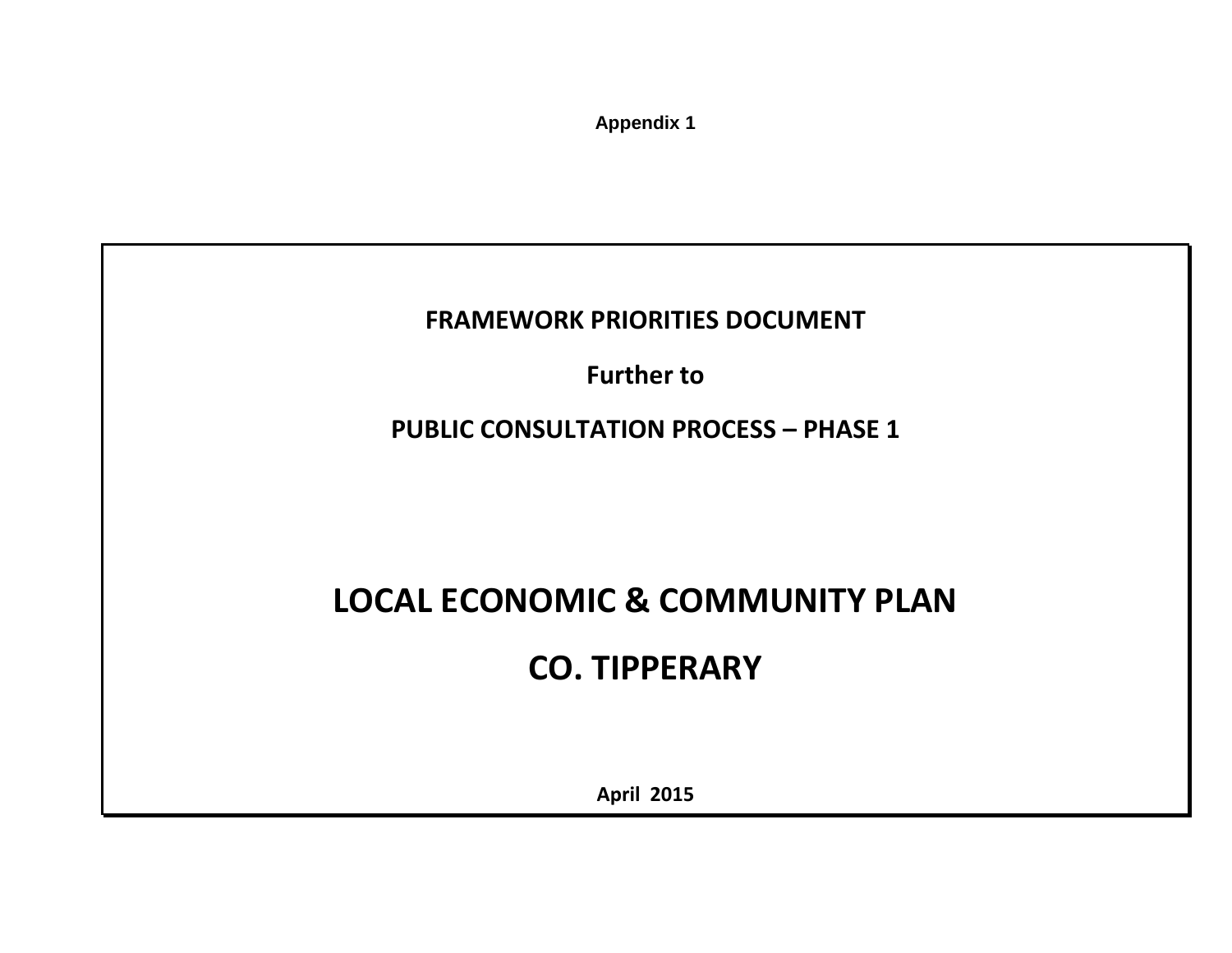**Appendix 1**

# FRAMEWORK PRIORITIES DOCUMENT

**Further to**

**PUBLIC CONSULTATION PROCESS – PHASE 1**

# LOCAL ECONOMIC & COMMUNITY PLAN

# CO. TIPPERARY

**April 2015**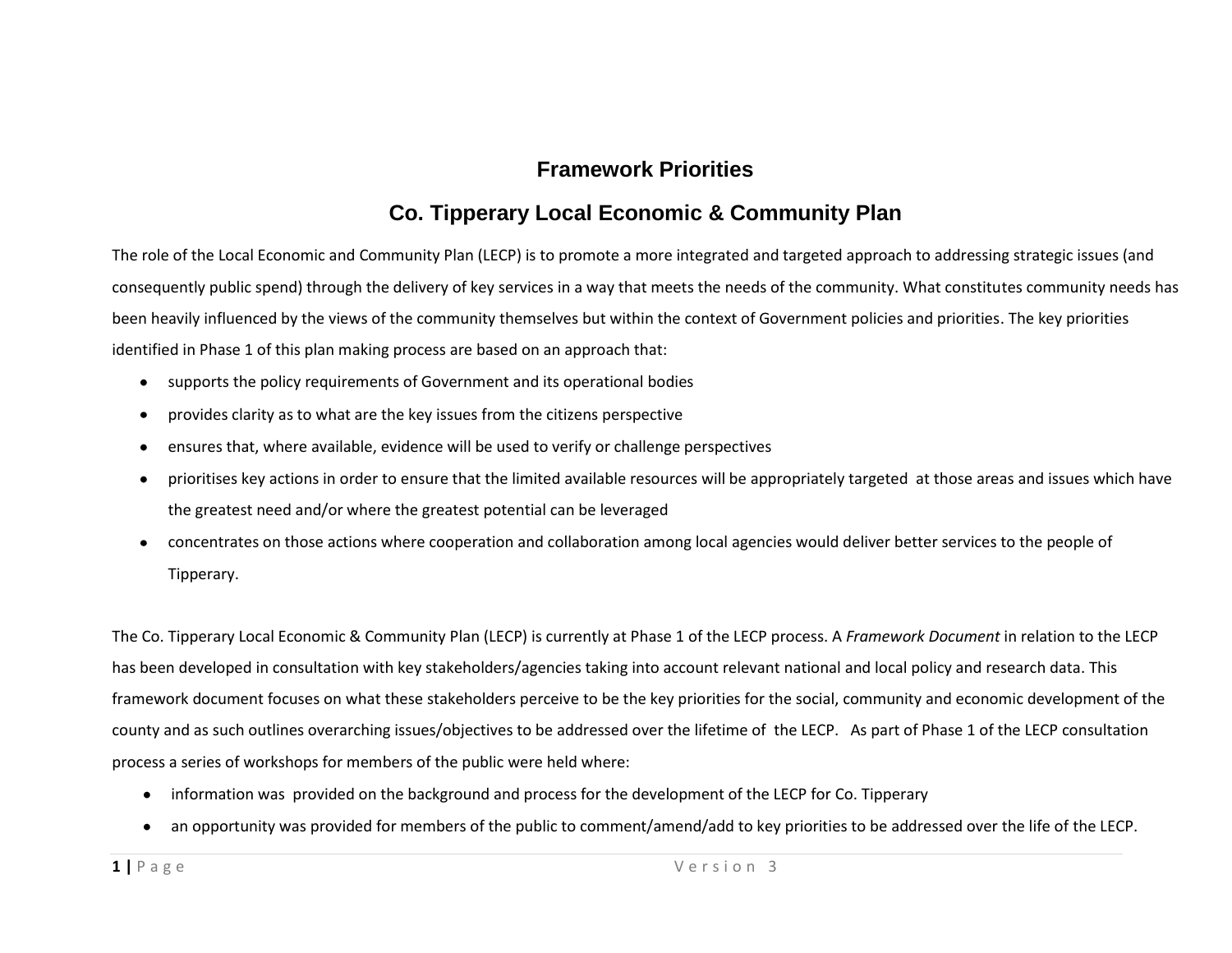# Framework Priorities

## Co. Tipperary Local Economic & Community Plan

The role of the Local Economic and Community Plan (LECP) is to promote a more integrated and targeted approach to addressing strategic issues (and consequently public spend) through the delivery of key services in a way that meets the needs of the community. What constitutes community needs has been heavily influenced by the views of the community themselves but within the context of Government policies and priorities. The key priorities identified in Phase 1 of this plan making process are based on an approach that:

- supports the policy requirements of Government and its operational bodies
- provides clarity as to what are the key issues from the citizens perspective
- ensures that, where available, evidence will be used to verify or challenge perspectives
- prioritises key actions in order to ensure that the limited available resources will be appropriately targeted at those areas and issues which have the greatest need and/or where the greatest potential can be leveraged
- concentrates on those actions where cooperation and collaboration among local agencies would deliver better services to the people of Tipperary.

The Co. Tipperary Local Economic & Community Plan (LECP) is currently at Phase 1 of the LECP process. A *Framework Document* in relation to the LECP has been developed in consultation with key stakeholders/agencies taking into account relevant national and local policy and research data. This framework document focuses on what these stakeholders perceive to be the key priorities for the social, community and economic development of the county and as such outlines overarching issues/objectives to be addressed over the lifetime of the LECP. As part of Phase 1 of the LECP consultation process a series of workshops for members of the public were held where:

- information was provided on the background and process for the development of the LECP for Co. Tipperary
- an opportunity was provided for members of the public to comment/amend/add to key priorities to be addressed over the life of the LECP.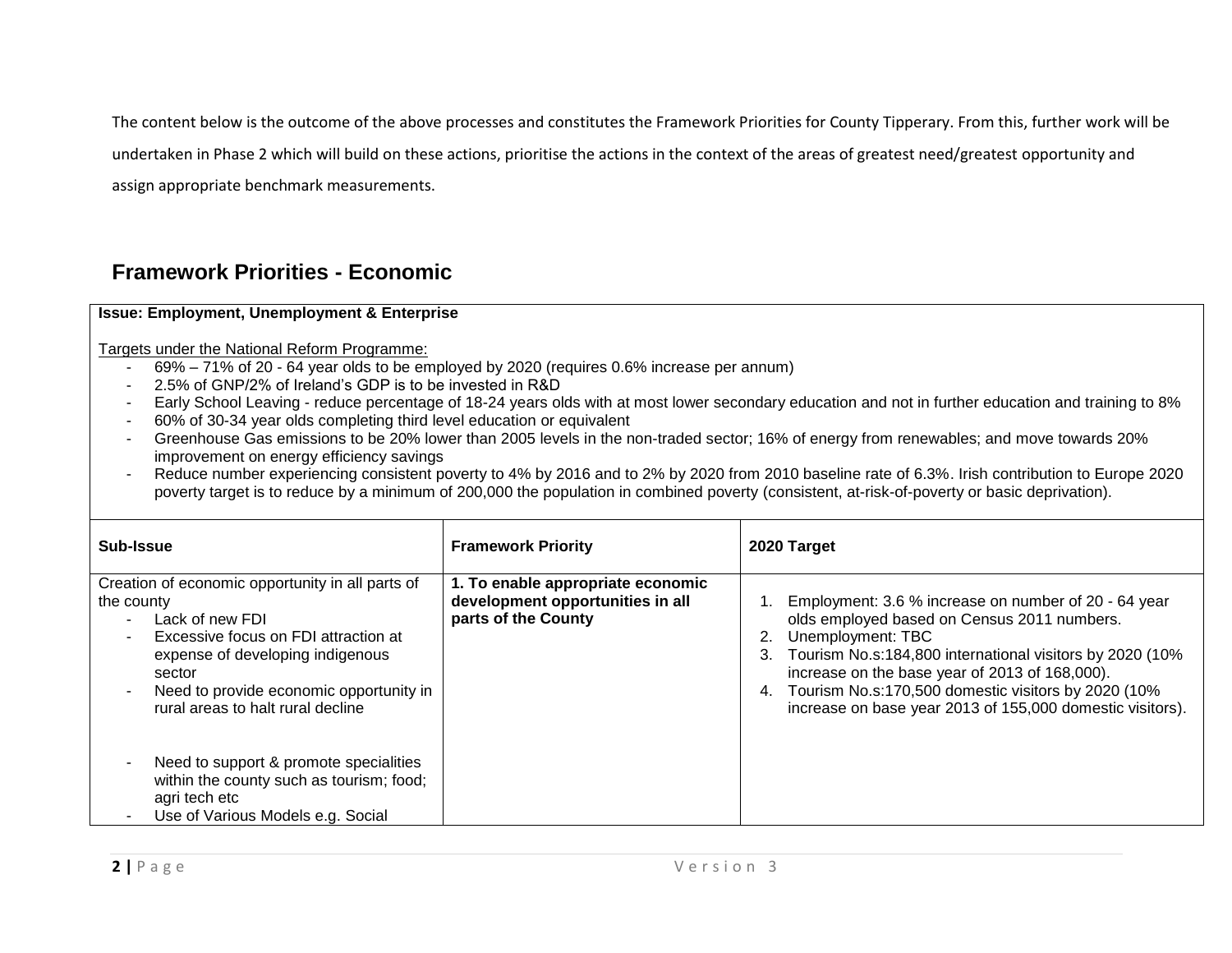The content below is the outcome of the above processes and constitutes the Framework Priorities for County Tipperary. From this, further work will be undertaken in Phase 2 which will build on these actions, prioritise the actions in the context of the areas of greatest need/greatest opportunity and assign appropriate benchmark measurements.

## Framework Priorities - Economic

**Issue: Employment, Unemployment & Enterprise**

Targets under the National Reform Programme:

- 69% – 71% of 20 - 64 year olds to be employed by 2020 (requires 0.6% increase per annum)
- 2.5% of GNP/2% of Ireland's GDP is to be invested in R&D
- Early School Leaving - reduce percentage of 18-24 years olds with at most lower secondary education and not in further education and training to 8%
- 60% of 30-34 year olds completing third level education or equivalent
- Greenhouse Gas emissions to be 20% lower than 2005 levels in the non-traded sector; 16% of energy from renewables; and move towards 20% improvement on energy efficiency savings
- Reduce number experiencing consistent poverty to 4% by 2016 and to 2% by 2020 from 2010 baseline rate of 6.3%. Irish contribution to Europe 2020 poverty target is to reduce by a minimum of 200,000 the population in combined poverty (consistent, at-risk-of-poverty or basic deprivation).

| Sub-Issue | Framework Priority | 2020 Target |
|---|---|---|
| Creation of economic opportunity in all parts of the county<br>- Lack of new FDI<br>- Excessive focus on FDI attraction at expense of developing indigenous sector<br>- Need to provide economic opportunity in rural areas to halt rural decline<br><br>- Need to support & promote specialities within the county such as tourism; food; agri tech etc<br>- Use of Various Models e.g. Social | **1. To enable appropriate economic development opportunities in all parts of the County** | 1. Employment: 3.6 % increase on number of 20 - 64 year olds employed based on Census 2011 numbers.<br>2. Unemployment: TBC<br>3. Tourism No.s:184,800 international visitors by 2020 (10% increase on the base year of 2013 of 168,000).<br>4. Tourism No.s:170,500 domestic visitors by 2020 (10% increase on base year 2013 of 155,000 domestic visitors). |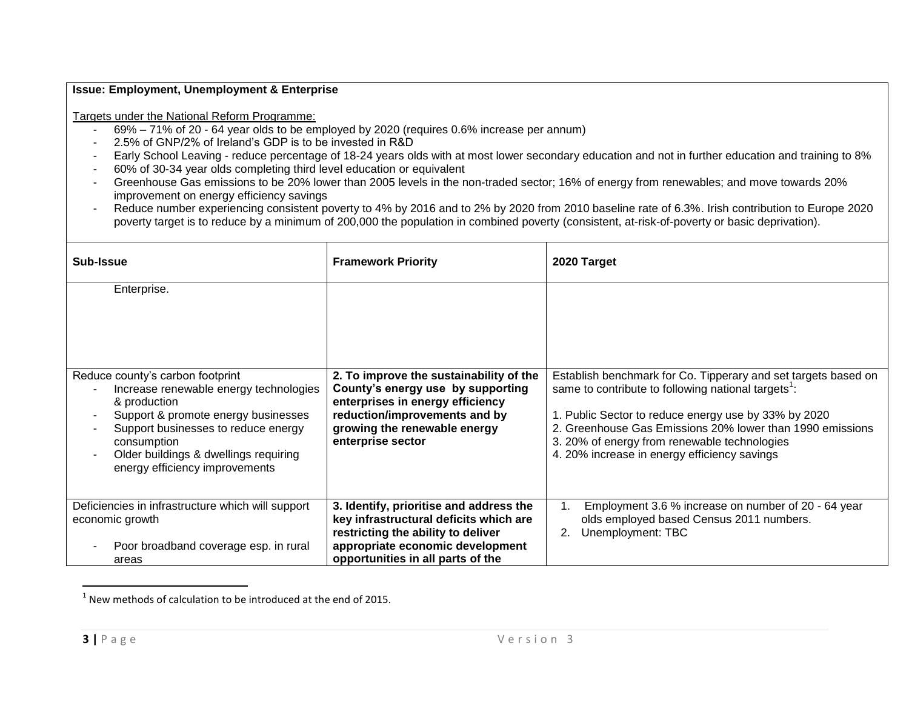**Issue: Employment, Unemployment & Enterprise**

Targets under the National Reform Programme:

- 69% – 71% of 20 - 64 year olds to be employed by 2020 (requires 0.6% increase per annum)
- 2.5% of GNP/2% of Ireland's GDP is to be invested in R&D
- Early School Leaving - reduce percentage of 18-24 years olds with at most lower secondary education and not in further education and training to 8%
- 60% of 30-34 year olds completing third level education or equivalent
- Greenhouse Gas emissions to be 20% lower than 2005 levels in the non-traded sector; 16% of energy from renewables; and move towards 20% improvement on energy efficiency savings
- Reduce number experiencing consistent poverty to 4% by 2016 and to 2% by 2020 from 2010 baseline rate of 6.3%. Irish contribution to Europe 2020 poverty target is to reduce by a minimum of 200,000 the population in combined poverty (consistent, at-risk-of-poverty or basic deprivation).

| Sub-Issue | Framework Priority | 2020 Target |
|---|---|---|
| Enterprise. | | |
| Reduce county's carbon footprint<br>- Increase renewable energy technologies & production<br>- Support & promote energy businesses<br>- Support businesses to reduce energy consumption<br>- Older buildings & dwellings requiring energy efficiency improvements | **2. To improve the sustainability of the County's energy use by supporting enterprises in energy efficiency reduction/improvements and by growing the renewable energy enterprise sector** | Establish benchmark for Co. Tipperary and set targets based on same to contribute to following national targets[1]:<br><br>1. Public Sector to reduce energy use by 33% by 2020<br>2. Greenhouse Gas Emissions 20% lower than 1990 emissions<br>3. 20% of energy from renewable technologies<br>4. 20% increase in energy efficiency savings |
| Deficiencies in infrastructure which will support economic growth<br><br>- Poor broadband coverage esp. in rural areas | **3. Identify, prioritise and address the key infrastructural deficits which are restricting the ability to deliver appropriate economic development opportunities in all parts of the** | 1. Employment 3.6 % increase on number of 20 - 64 year olds employed based Census 2011 numbers.<br>2. Unemployment: TBC |

[1] New methods of calculation to be introduced at the end of 2015.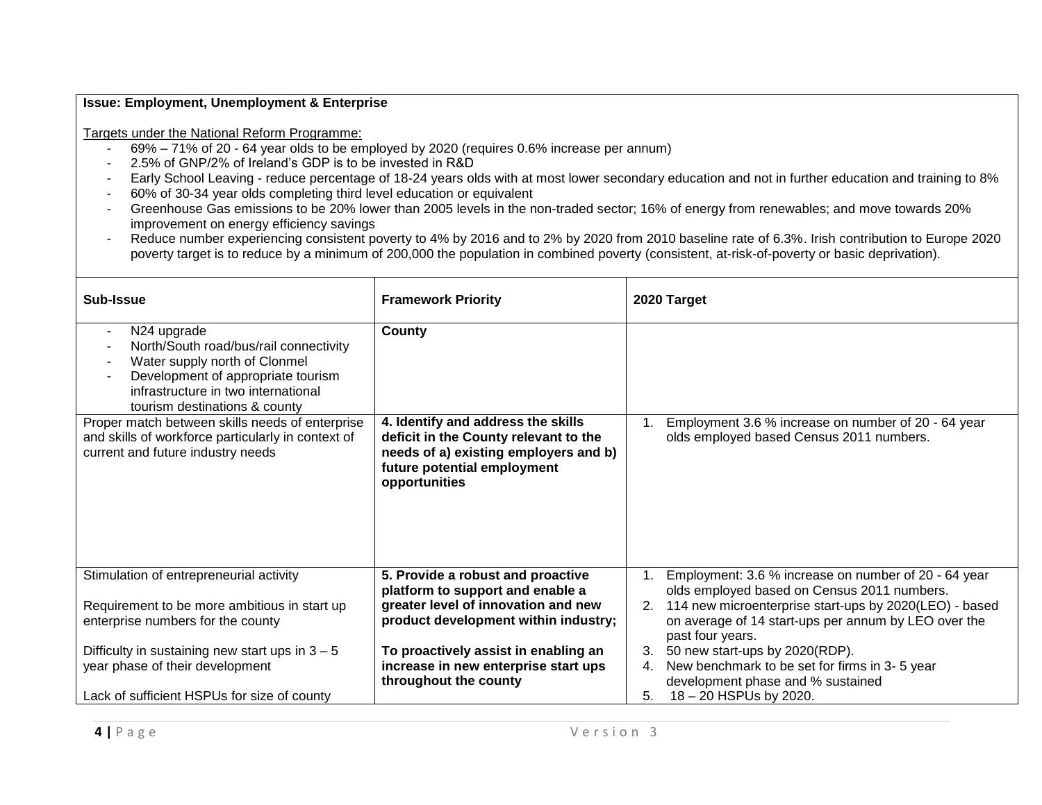**Issue: Employment, Unemployment & Enterprise**

Targets under the National Reform Programme:

- 69% – 71% of 20 - 64 year olds to be employed by 2020 (requires 0.6% increase per annum)
- 2.5% of GNP/2% of Ireland's GDP is to be invested in R&D
- Early School Leaving - reduce percentage of 18-24 years olds with at most lower secondary education and not in further education and training to 8%
- 60% of 30-34 year olds completing third level education or equivalent
- Greenhouse Gas emissions to be 20% lower than 2005 levels in the non-traded sector; 16% of energy from renewables; and move towards 20% improvement on energy efficiency savings
- Reduce number experiencing consistent poverty to 4% by 2016 and to 2% by 2020 from 2010 baseline rate of 6.3%. Irish contribution to Europe 2020 poverty target is to reduce by a minimum of 200,000 the population in combined poverty (consistent, at-risk-of-poverty or basic deprivation).

| Sub-Issue | Framework Priority | 2020 Target |
|---|---|---|
| - N24 upgrade<br>- North/South road/bus/rail connectivity<br>- Water supply north of Clonmel<br>- Development of appropriate tourism infrastructure in two international tourism destinations & county | **County** | |
| Proper match between skills needs of enterprise and skills of workforce particularly in context of current and future industry needs | **4. Identify and address the skills deficit in the County relevant to the needs of a) existing employers and b) future potential employment opportunities** | 1. Employment 3.6 % increase on number of 20 - 64 year olds employed based Census 2011 numbers. |
| Stimulation of entrepreneurial activity<br><br>Requirement to be more ambitious in start up enterprise numbers for the county<br><br>Difficulty in sustaining new start ups in 3 – 5 year phase of their development<br><br>Lack of sufficient HSPUs for size of county | **5. Provide a robust and proactive platform to support and enable a greater level of innovation and new product development within industry;**<br><br>**To proactively assist in enabling an increase in new enterprise start ups throughout the county** | 1. Employment: 3.6 % increase on number of 20 - 64 year olds employed based on Census 2011 numbers.<br>2. 114 new microenterprise start-ups by 2020(LEO) - based on average of 14 start-ups per annum by LEO over the past four years.<br>3. 50 new start-ups by 2020(RDP).<br>4. New benchmark to be set for firms in 3- 5 year development phase and % sustained<br>5. 18 – 20 HSPUs by 2020. |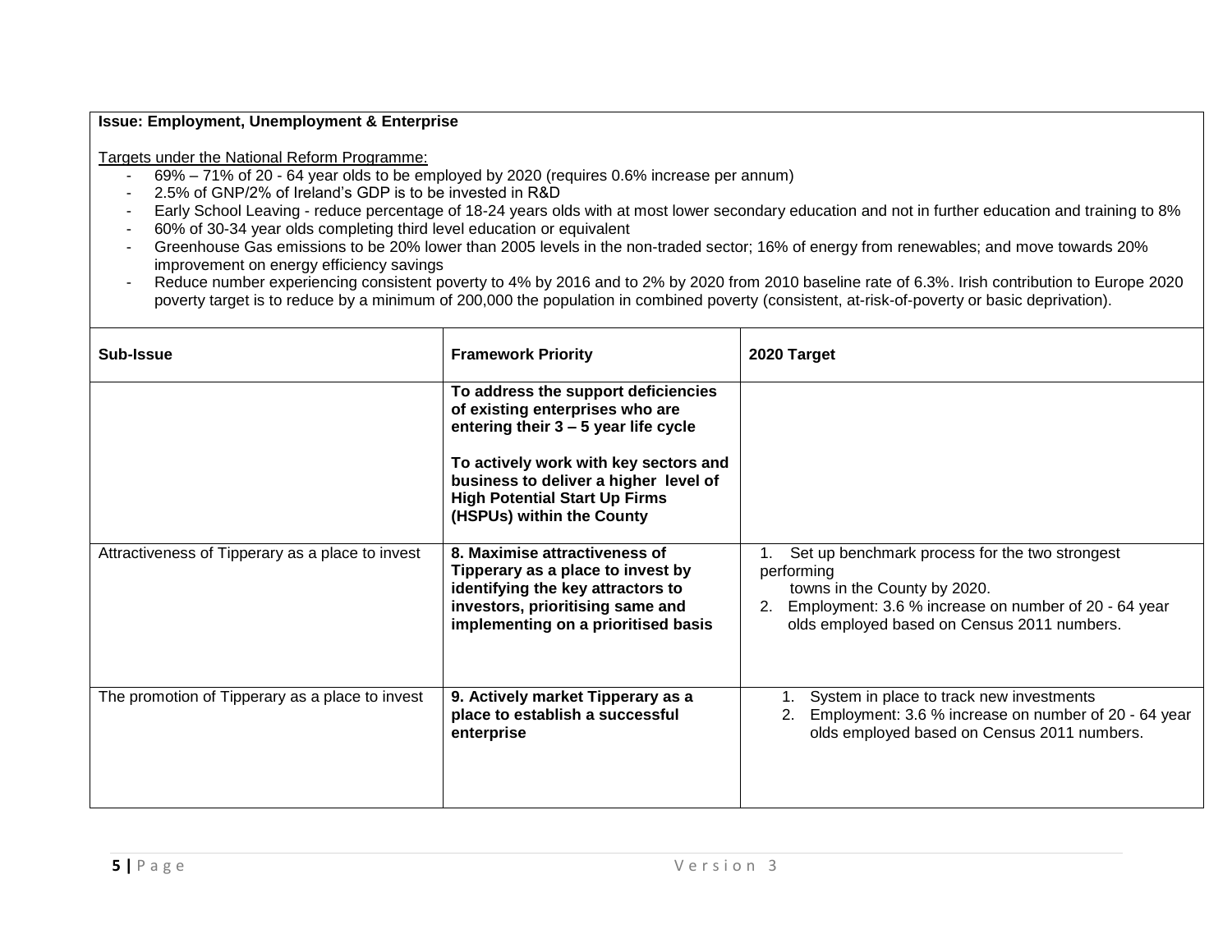**Issue: Employment, Unemployment & Enterprise**

Targets under the National Reform Programme:

- 69% – 71% of 20 - 64 year olds to be employed by 2020 (requires 0.6% increase per annum)
- 2.5% of GNP/2% of Ireland's GDP is to be invested in R&D
- Early School Leaving - reduce percentage of 18-24 years olds with at most lower secondary education and not in further education and training to 8%
- 60% of 30-34 year olds completing third level education or equivalent
- Greenhouse Gas emissions to be 20% lower than 2005 levels in the non-traded sector; 16% of energy from renewables; and move towards 20% improvement on energy efficiency savings
- Reduce number experiencing consistent poverty to 4% by 2016 and to 2% by 2020 from 2010 baseline rate of 6.3%. Irish contribution to Europe 2020 poverty target is to reduce by a minimum of 200,000 the population in combined poverty (consistent, at-risk-of-poverty or basic deprivation).

| Sub-Issue | Framework Priority | 2020 Target |
|---|---|---|
| | **To address the support deficiencies of existing enterprises who are entering their 3 – 5 year life cycle**<br><br>**To actively work with key sectors and business to deliver a higher level of High Potential Start Up Firms (HSPUs) within the County** | |
| Attractiveness of Tipperary as a place to invest | **8. Maximise attractiveness of Tipperary as a place to invest by identifying the key attractors to investors, prioritising same and implementing on a prioritised basis** | 1. Set up benchmark process for the two strongest performing towns in the County by 2020.<br>2. Employment: 3.6 % increase on number of 20 - 64 year olds employed based on Census 2011 numbers. |
| The promotion of Tipperary as a place to invest | **9. Actively market Tipperary as a place to establish a successful enterprise** | 1. System in place to track new investments<br>2. Employment: 3.6 % increase on number of 20 - 64 year olds employed based on Census 2011 numbers. |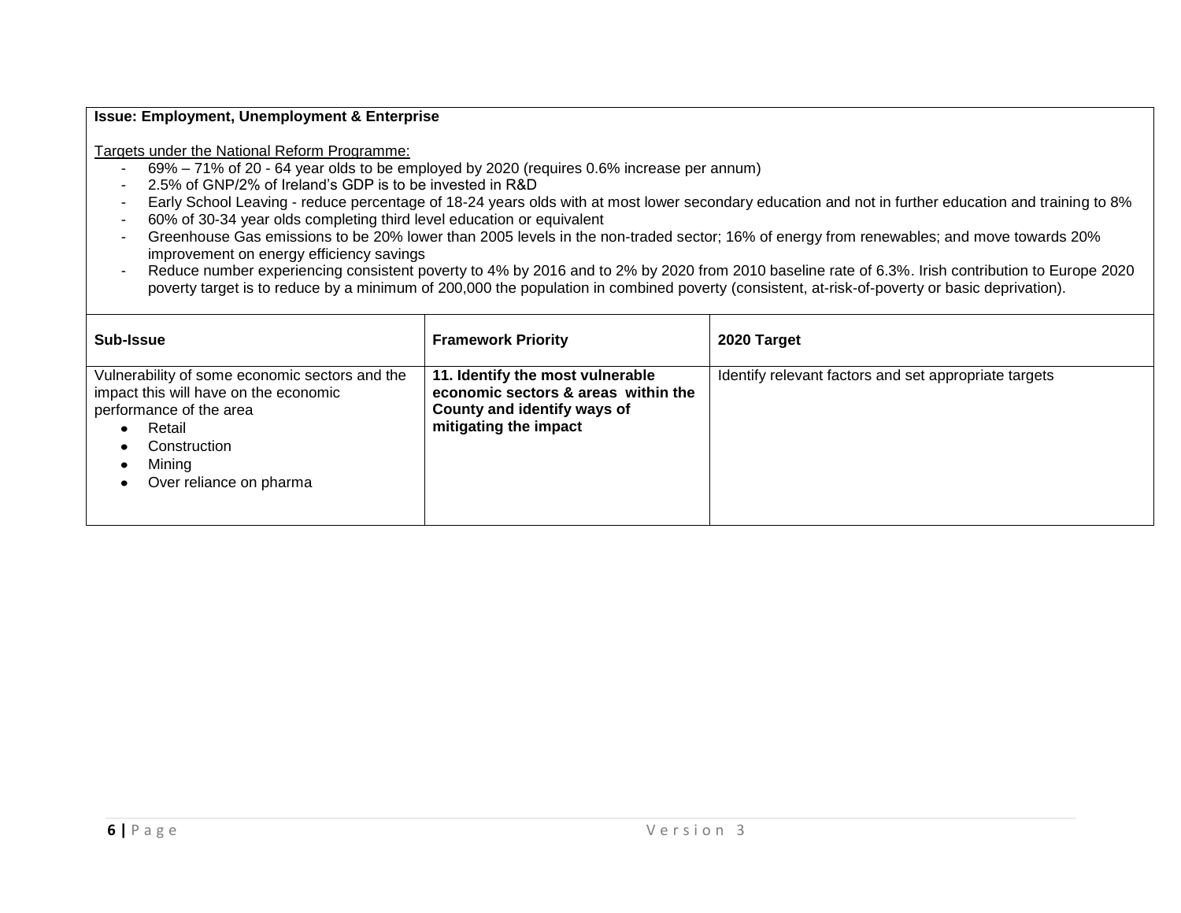**Issue: Employment, Unemployment & Enterprise**

Targets under the National Reform Programme:

- 69% – 71% of 20 - 64 year olds to be employed by 2020 (requires 0.6% increase per annum)
- 2.5% of GNP/2% of Ireland's GDP is to be invested in R&D
- Early School Leaving - reduce percentage of 18-24 years olds with at most lower secondary education and not in further education and training to 8%
- 60% of 30-34 year olds completing third level education or equivalent
- Greenhouse Gas emissions to be 20% lower than 2005 levels in the non-traded sector; 16% of energy from renewables; and move towards 20% improvement on energy efficiency savings
- Reduce number experiencing consistent poverty to 4% by 2016 and to 2% by 2020 from 2010 baseline rate of 6.3%. Irish contribution to Europe 2020 poverty target is to reduce by a minimum of 200,000 the population in combined poverty (consistent, at-risk-of-poverty or basic deprivation).

| Sub-Issue | Framework Priority | 2020 Target |
|---|---|---|
| Vulnerability of some economic sectors and the impact this will have on the economic performance of the area<br>• Retail<br>• Construction<br>• Mining<br>• Over reliance on pharma | **11. Identify the most vulnerable economic sectors & areas within the County and identify ways of mitigating the impact** | Identify relevant factors and set appropriate targets |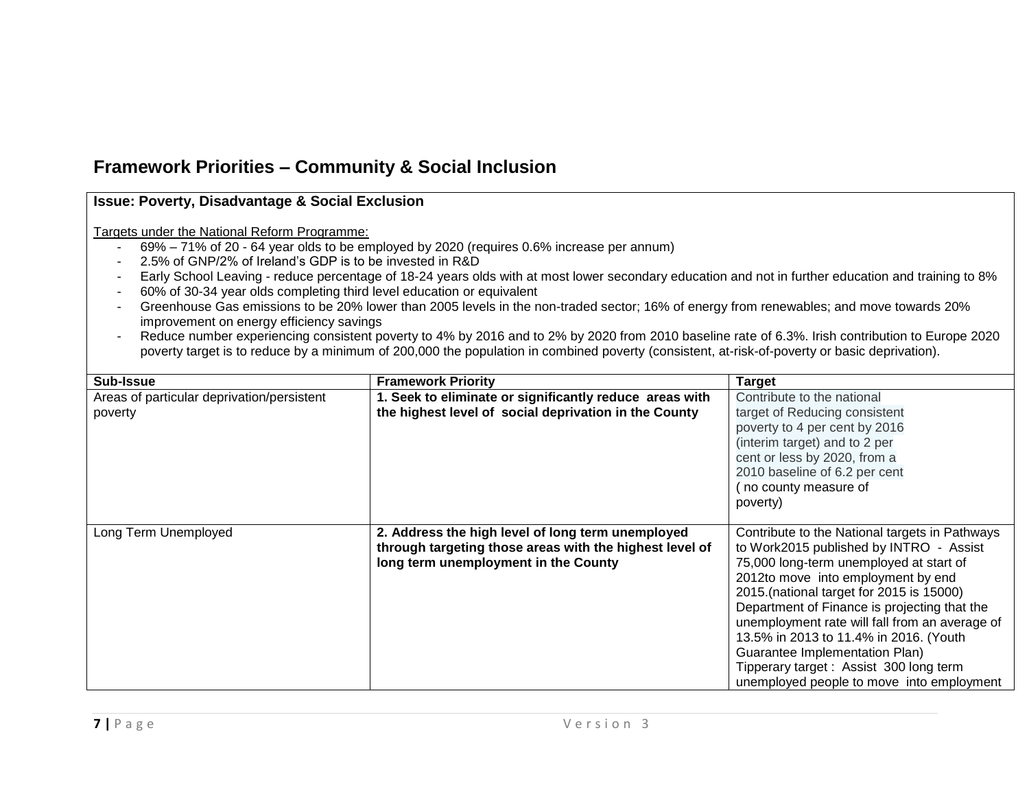## Framework Priorities – Community & Social Inclusion

**Issue: Poverty, Disadvantage & Social Exclusion**

Targets under the National Reform Programme:

- 69% – 71% of 20 - 64 year olds to be employed by 2020 (requires 0.6% increase per annum)
- 2.5% of GNP/2% of Ireland's GDP is to be invested in R&D
- Early School Leaving - reduce percentage of 18-24 years olds with at most lower secondary education and not in further education and training to 8%
- 60% of 30-34 year olds completing third level education or equivalent
- Greenhouse Gas emissions to be 20% lower than 2005 levels in the non-traded sector; 16% of energy from renewables; and move towards 20% improvement on energy efficiency savings
- Reduce number experiencing consistent poverty to 4% by 2016 and to 2% by 2020 from 2010 baseline rate of 6.3%. Irish contribution to Europe 2020 poverty target is to reduce by a minimum of 200,000 the population in combined poverty (consistent, at-risk-of-poverty or basic deprivation).

| Sub-Issue | Framework Priority | Target |
|---|---|---|
| Areas of particular deprivation/persistent poverty | **1. Seek to eliminate or significantly reduce areas with the highest level of social deprivation in the County** | Contribute to the national target of Reducing consistent poverty to 4 per cent by 2016 (interim target) and to 2 per cent or less by 2020, from a 2010 baseline of 6.2 per cent ( no county measure of poverty) |
| Long Term Unemployed | **2. Address the high level of long term unemployed through targeting those areas with the highest level of long term unemployment in the County** | Contribute to the National targets in Pathways to Work2015 published by INTRO - Assist 75,000 long-term unemployed at start of 2012to move into employment by end 2015.(national target for 2015 is 15000) Department of Finance is projecting that the unemployment rate will fall from an average of 13.5% in 2013 to 11.4% in 2016. (Youth Guarantee Implementation Plan) Tipperary target : Assist 300 long term unemployed people to move into employment |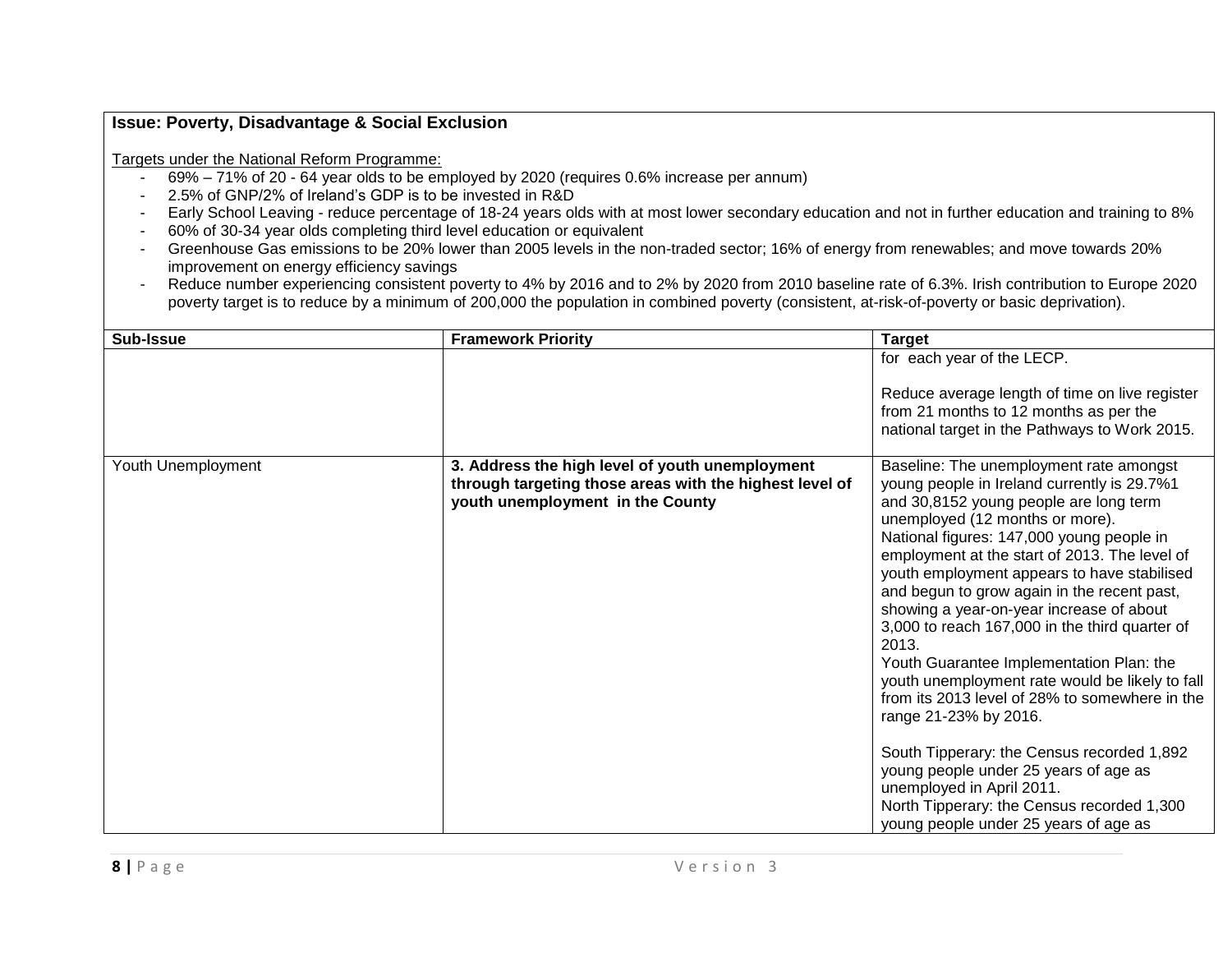**Issue: Poverty, Disadvantage & Social Exclusion**

Targets under the National Reform Programme:

- 69% – 71% of 20 - 64 year olds to be employed by 2020 (requires 0.6% increase per annum)
- 2.5% of GNP/2% of Ireland's GDP is to be invested in R&D
- Early School Leaving - reduce percentage of 18-24 years olds with at most lower secondary education and not in further education and training to 8%
- 60% of 30-34 year olds completing third level education or equivalent
- Greenhouse Gas emissions to be 20% lower than 2005 levels in the non-traded sector; 16% of energy from renewables; and move towards 20% improvement on energy efficiency savings
- Reduce number experiencing consistent poverty to 4% by 2016 and to 2% by 2020 from 2010 baseline rate of 6.3%. Irish contribution to Europe 2020 poverty target is to reduce by a minimum of 200,000 the population in combined poverty (consistent, at-risk-of-poverty or basic deprivation).

| Sub-Issue | Framework Priority | Target |
|---|---|---|
| | | for each year of the LECP.<br><br>Reduce average length of time on live register from 21 months to 12 months as per the national target in the Pathways to Work 2015. |
| Youth Unemployment | **3. Address the high level of youth unemployment through targeting those areas with the highest level of youth unemployment in the County** | Baseline: The unemployment rate amongst young people in Ireland currently is 29.7%1 and 30,8152 young people are long term unemployed (12 months or more).<br>National figures: 147,000 young people in employment at the start of 2013. The level of youth employment appears to have stabilised and begun to grow again in the recent past, showing a year-on-year increase of about 3,000 to reach 167,000 in the third quarter of 2013.<br>Youth Guarantee Implementation Plan: the youth unemployment rate would be likely to fall from its 2013 level of 28% to somewhere in the range 21-23% by 2016.<br><br>South Tipperary: the Census recorded 1,892 young people under 25 years of age as unemployed in April 2011.<br>North Tipperary: the Census recorded 1,300 young people under 25 years of age as |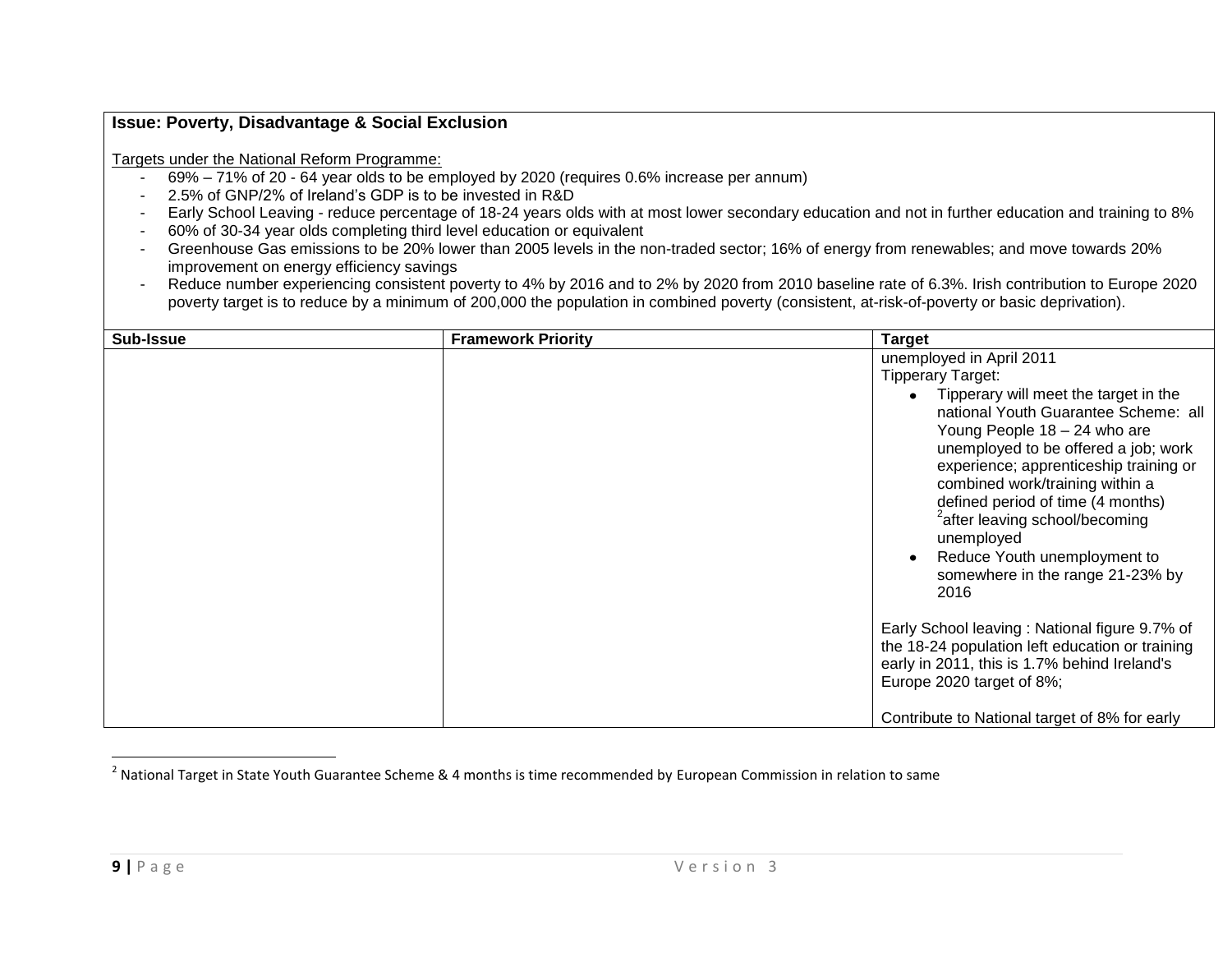**Issue: Poverty, Disadvantage & Social Exclusion**

Targets under the National Reform Programme:

- 69% – 71% of 20 - 64 year olds to be employed by 2020 (requires 0.6% increase per annum)
- 2.5% of GNP/2% of Ireland's GDP is to be invested in R&D
- Early School Leaving - reduce percentage of 18-24 years olds with at most lower secondary education and not in further education and training to 8%
- 60% of 30-34 year olds completing third level education or equivalent
- Greenhouse Gas emissions to be 20% lower than 2005 levels in the non-traded sector; 16% of energy from renewables; and move towards 20% improvement on energy efficiency savings
- Reduce number experiencing consistent poverty to 4% by 2016 and to 2% by 2020 from 2010 baseline rate of 6.3%. Irish contribution to Europe 2020 poverty target is to reduce by a minimum of 200,000 the population in combined poverty (consistent, at-risk-of-poverty or basic deprivation).

| Sub-Issue | Framework Priority | Target |
|---|---|---|
| | | unemployed in April 2011<br>Tipperary Target:<br>• Tipperary will meet the target in the national Youth Guarantee Scheme: all Young People 18 – 24 who are unemployed to be offered a job; work experience; apprenticeship training or combined work/training within a defined period of time (4 months) [2] after leaving school/becoming unemployed<br>• Reduce Youth unemployment to somewhere in the range 21-23% by 2016<br><br>Early School leaving : National figure 9.7% of the 18-24 population left education or training early in 2011, this is 1.7% behind Ireland's Europe 2020 target of 8%;<br><br>Contribute to National target of 8% for early |

[2] National Target in State Youth Guarantee Scheme & 4 months is time recommended by European Commission in relation to same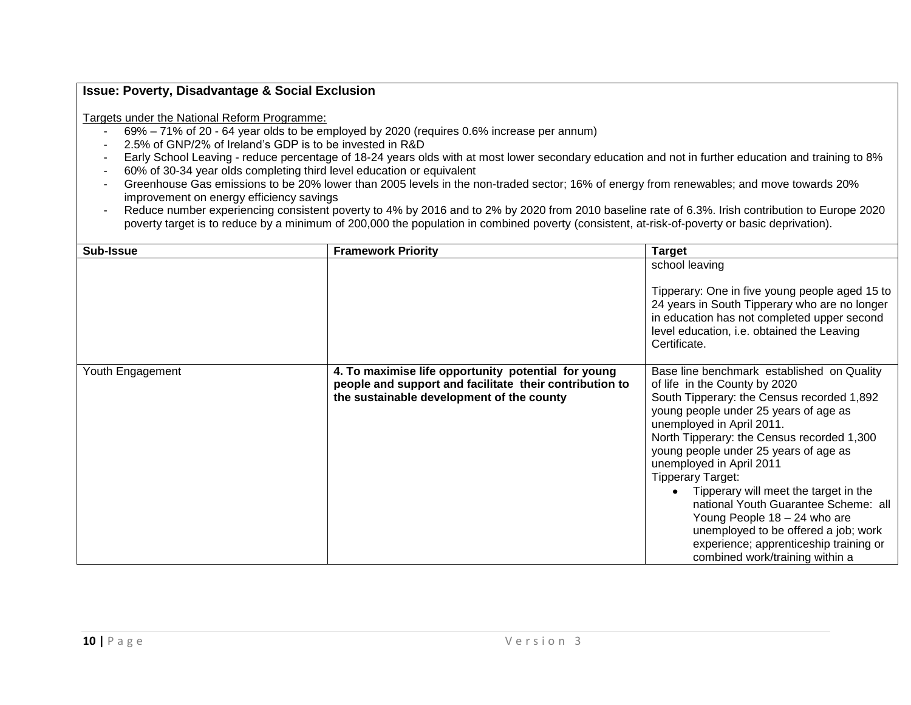**Issue: Poverty, Disadvantage & Social Exclusion**

Targets under the National Reform Programme:

- 69% – 71% of 20 - 64 year olds to be employed by 2020 (requires 0.6% increase per annum)
- 2.5% of GNP/2% of Ireland's GDP is to be invested in R&D
- Early School Leaving - reduce percentage of 18-24 years olds with at most lower secondary education and not in further education and training to 8%
- 60% of 30-34 year olds completing third level education or equivalent
- Greenhouse Gas emissions to be 20% lower than 2005 levels in the non-traded sector; 16% of energy from renewables; and move towards 20% improvement on energy efficiency savings
- Reduce number experiencing consistent poverty to 4% by 2016 and to 2% by 2020 from 2010 baseline rate of 6.3%. Irish contribution to Europe 2020 poverty target is to reduce by a minimum of 200,000 the population in combined poverty (consistent, at-risk-of-poverty or basic deprivation).

| Sub-Issue | Framework Priority | Target |
|---|---|---|
| | | school leaving<br><br>Tipperary: One in five young people aged 15 to 24 years in South Tipperary who are no longer in education has not completed upper second level education, i.e. obtained the Leaving Certificate. |
| Youth Engagement | **4. To maximise life opportunity potential for young people and support and facilitate their contribution to the sustainable development of the county** | Base line benchmark established on Quality of life in the County by 2020<br>South Tipperary: the Census recorded 1,892 young people under 25 years of age as unemployed in April 2011.<br>North Tipperary: the Census recorded 1,300 young people under 25 years of age as unemployed in April 2011<br>Tipperary Target:<br>• Tipperary will meet the target in the national Youth Guarantee Scheme: all Young People 18 – 24 who are unemployed to be offered a job; work experience; apprenticeship training or combined work/training within a |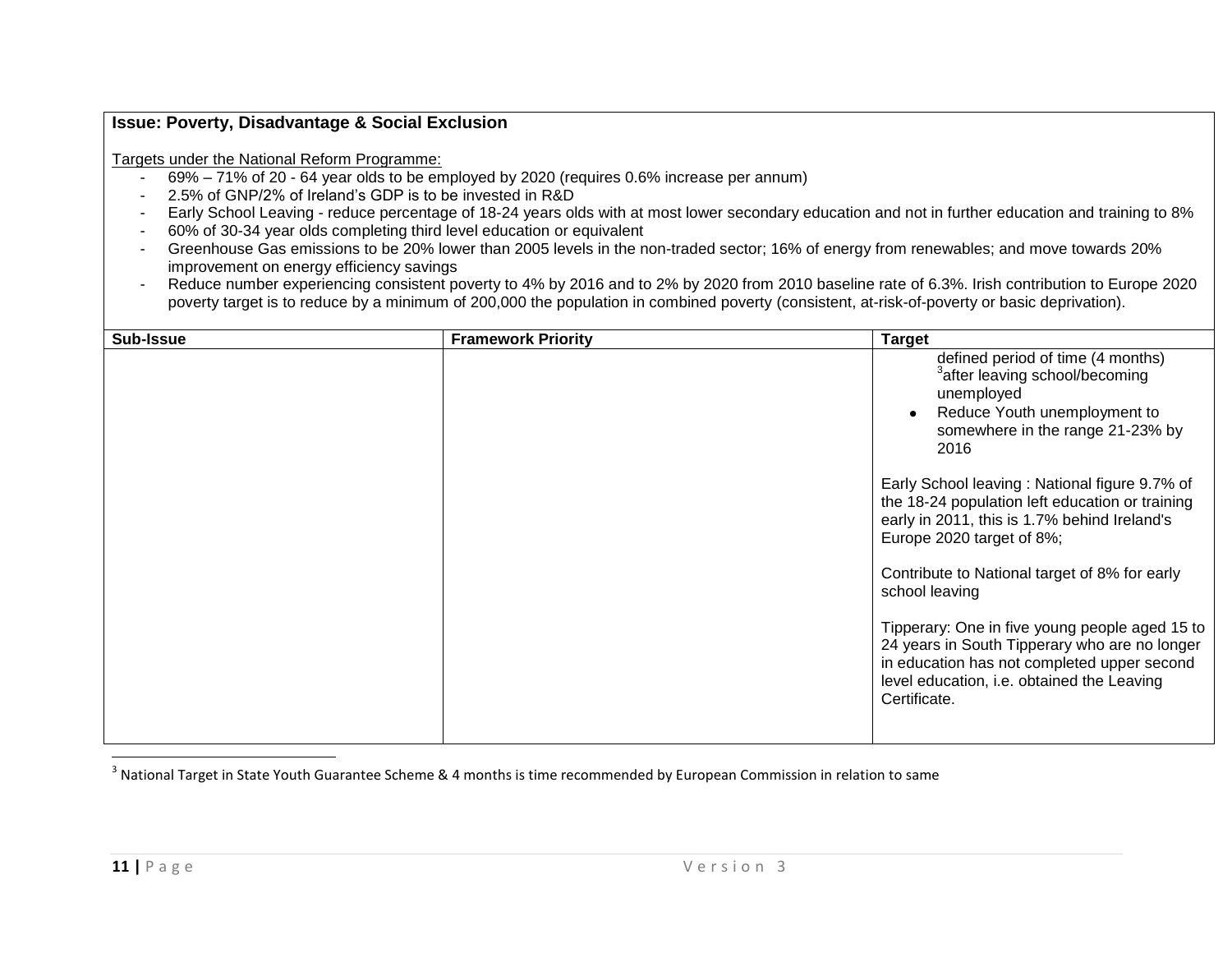**Issue: Poverty, Disadvantage & Social Exclusion**

Targets under the National Reform Programme:

- 69% – 71% of 20 - 64 year olds to be employed by 2020 (requires 0.6% increase per annum)
- 2.5% of GNP/2% of Ireland's GDP is to be invested in R&D
- Early School Leaving - reduce percentage of 18-24 years olds with at most lower secondary education and not in further education and training to 8%
- 60% of 30-34 year olds completing third level education or equivalent
- Greenhouse Gas emissions to be 20% lower than 2005 levels in the non-traded sector; 16% of energy from renewables; and move towards 20% improvement on energy efficiency savings
- Reduce number experiencing consistent poverty to 4% by 2016 and to 2% by 2020 from 2010 baseline rate of 6.3%. Irish contribution to Europe 2020 poverty target is to reduce by a minimum of 200,000 the population in combined poverty (consistent, at-risk-of-poverty or basic deprivation).

| Sub-Issue | Framework Priority | Target |
|---|---|---|
| | | defined period of time (4 months) [3]after leaving school/becoming unemployed<br>• Reduce Youth unemployment to somewhere in the range 21-23% by 2016<br><br>Early School leaving : National figure 9.7% of the 18-24 population left education or training early in 2011, this is 1.7% behind Ireland's Europe 2020 target of 8%;<br><br>Contribute to National target of 8% for early school leaving<br><br>Tipperary: One in five young people aged 15 to 24 years in South Tipperary who are no longer in education has not completed upper second level education, i.e. obtained the Leaving Certificate. |

[3] National Target in State Youth Guarantee Scheme & 4 months is time recommended by European Commission in relation to same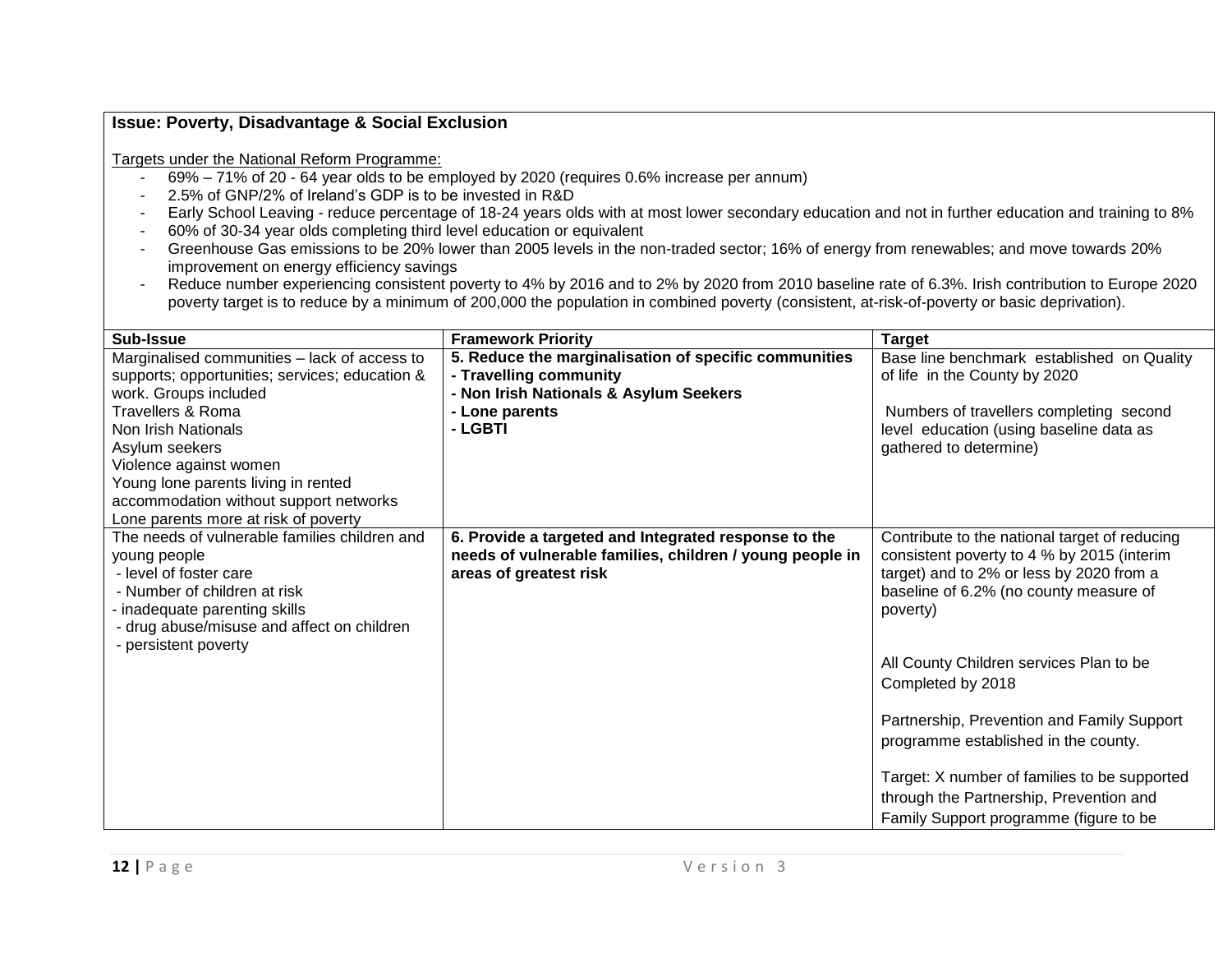**Issue: Poverty, Disadvantage & Social Exclusion**

Targets under the National Reform Programme:

- 69% – 71% of 20 - 64 year olds to be employed by 2020 (requires 0.6% increase per annum)
- 2.5% of GNP/2% of Ireland's GDP is to be invested in R&D
- Early School Leaving - reduce percentage of 18-24 years olds with at most lower secondary education and not in further education and training to 8%
- 60% of 30-34 year olds completing third level education or equivalent
- Greenhouse Gas emissions to be 20% lower than 2005 levels in the non-traded sector; 16% of energy from renewables; and move towards 20% improvement on energy efficiency savings
- Reduce number experiencing consistent poverty to 4% by 2016 and to 2% by 2020 from 2010 baseline rate of 6.3%. Irish contribution to Europe 2020 poverty target is to reduce by a minimum of 200,000 the population in combined poverty (consistent, at-risk-of-poverty or basic deprivation).

| Sub-Issue | Framework Priority | Target |
|---|---|---|
| Marginalised communities – lack of access to supports; opportunities; services; education & work. Groups included<br>Travellers & Roma<br>Non Irish Nationals<br>Asylum seekers<br>Violence against women<br>Young lone parents living in rented accommodation without support networks<br>Lone parents more at risk of poverty | **5. Reduce the marginalisation of specific communities**<br>**- Travelling community**<br>**- Non Irish Nationals & Asylum Seekers**<br>**- Lone parents**<br>**- LGBTI** | Base line benchmark established on Quality of life in the County by 2020<br><br>Numbers of travellers completing second level education (using baseline data as gathered to determine) |
| The needs of vulnerable families children and young people<br>- level of foster care<br>- Number of children at risk<br>- inadequate parenting skills<br>- drug abuse/misuse and affect on children<br>- persistent poverty | **6. Provide a targeted and Integrated response to the needs of vulnerable families, children / young people in areas of greatest risk** | Contribute to the national target of reducing consistent poverty to 4 % by 2015 (interim target) and to 2% or less by 2020 from a baseline of 6.2% (no county measure of poverty)<br><br>All County Children services Plan to be Completed by 2018<br><br>Partnership, Prevention and Family Support programme established in the county.<br><br>Target: X number of families to be supported through the Partnership, Prevention and Family Support programme (figure to be |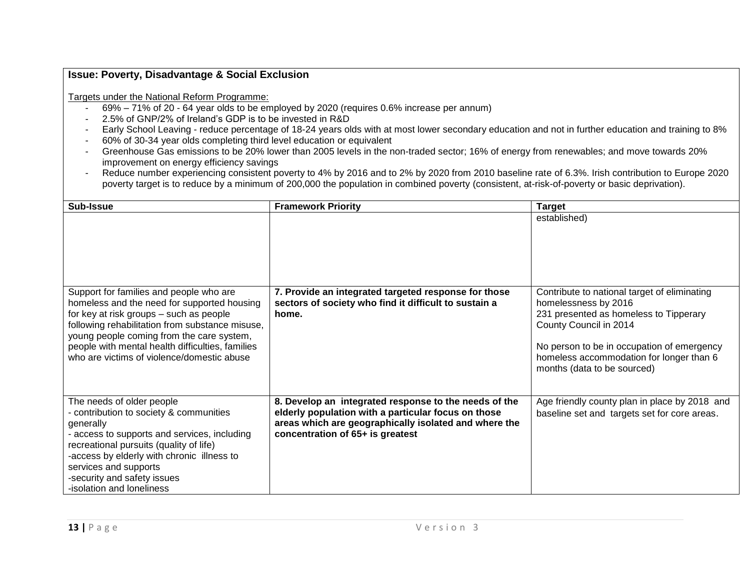**Issue: Poverty, Disadvantage & Social Exclusion**

Targets under the National Reform Programme:

- 69% – 71% of 20 - 64 year olds to be employed by 2020 (requires 0.6% increase per annum)
- 2.5% of GNP/2% of Ireland's GDP is to be invested in R&D
- Early School Leaving - reduce percentage of 18-24 years olds with at most lower secondary education and not in further education and training to 8%
- 60% of 30-34 year olds completing third level education or equivalent
- Greenhouse Gas emissions to be 20% lower than 2005 levels in the non-traded sector; 16% of energy from renewables; and move towards 20% improvement on energy efficiency savings
- Reduce number experiencing consistent poverty to 4% by 2016 and to 2% by 2020 from 2010 baseline rate of 6.3%. Irish contribution to Europe 2020 poverty target is to reduce by a minimum of 200,000 the population in combined poverty (consistent, at-risk-of-poverty or basic deprivation).

| Sub-Issue | Framework Priority | Target |
|---|---|---|
| | | established) |
| Support for families and people who are homeless and the need for supported housing for key at risk groups – such as people following rehabilitation from substance misuse, young people coming from the care system, people with mental health difficulties, families who are victims of violence/domestic abuse | **7. Provide an integrated targeted response for those sectors of society who find it difficult to sustain a home.** | Contribute to national target of eliminating homelessness by 2016<br>231 presented as homeless to Tipperary County Council in 2014<br><br>No person to be in occupation of emergency homeless accommodation for longer than 6 months (data to be sourced) |
| The needs of older people<br>- contribution to society & communities generally<br>- access to supports and services, including recreational pursuits (quality of life)<br>-access by elderly with chronic illness to services and supports<br>-security and safety issues<br>-isolation and loneliness | **8. Develop an integrated response to the needs of the elderly population with a particular focus on those areas which are geographically isolated and where the concentration of 65+ is greatest** | Age friendly county plan in place by 2018 and baseline set and targets set for core areas. |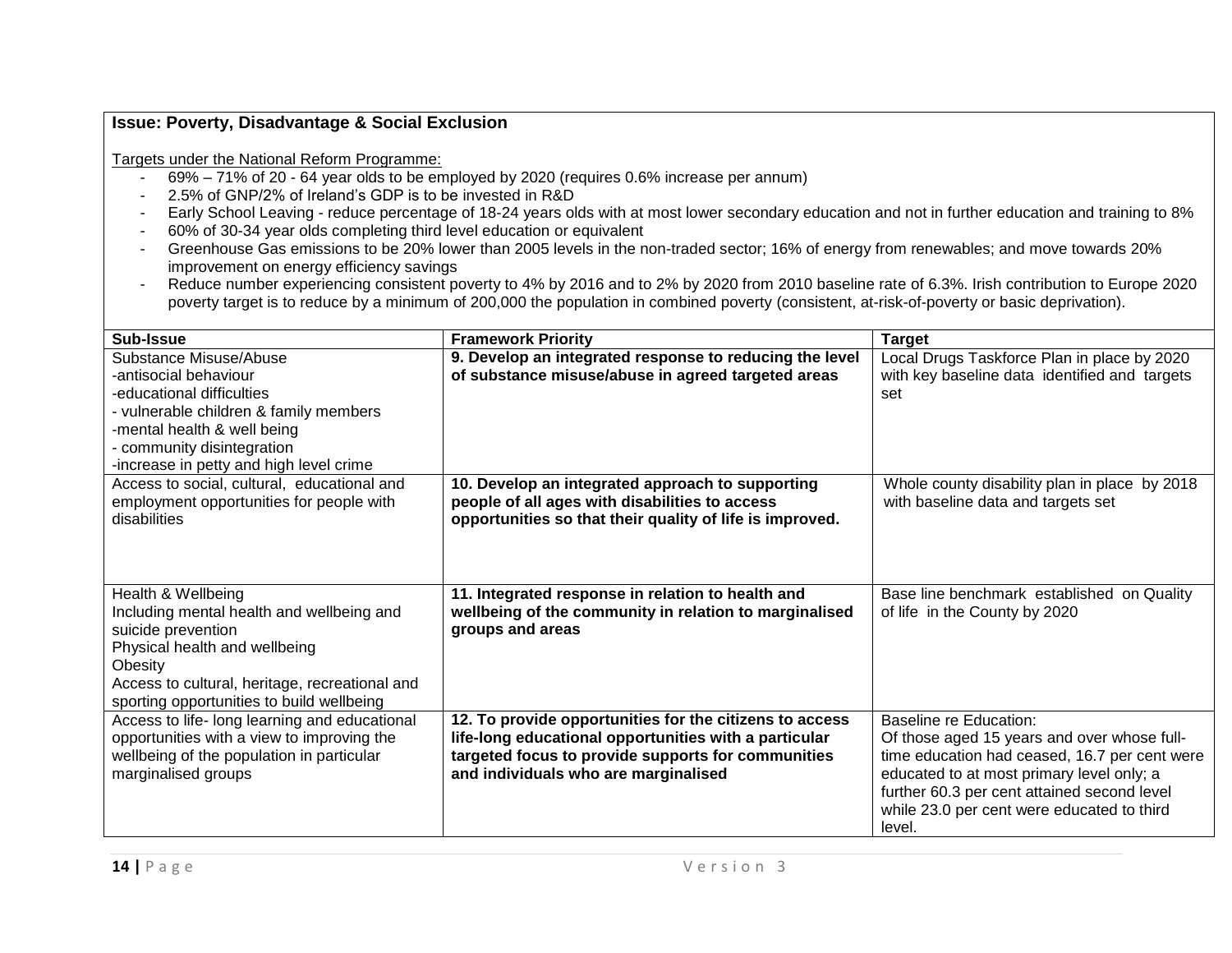**Issue: Poverty, Disadvantage & Social Exclusion**

Targets under the National Reform Programme:

- 69% – 71% of 20 - 64 year olds to be employed by 2020 (requires 0.6% increase per annum)
- 2.5% of GNP/2% of Ireland's GDP is to be invested in R&D
- Early School Leaving - reduce percentage of 18-24 years olds with at most lower secondary education and not in further education and training to 8%
- 60% of 30-34 year olds completing third level education or equivalent
- Greenhouse Gas emissions to be 20% lower than 2005 levels in the non-traded sector; 16% of energy from renewables; and move towards 20% improvement on energy efficiency savings
- Reduce number experiencing consistent poverty to 4% by 2016 and to 2% by 2020 from 2010 baseline rate of 6.3%. Irish contribution to Europe 2020 poverty target is to reduce by a minimum of 200,000 the population in combined poverty (consistent, at-risk-of-poverty or basic deprivation).

| Sub-Issue | Framework Priority | Target |
|---|---|---|
| Substance Misuse/Abuse<br>-antisocial behaviour<br>-educational difficulties<br>- vulnerable children & family members<br>-mental health & well being<br>- community disintegration<br>-increase in petty and high level crime | **9. Develop an integrated response to reducing the level of substance misuse/abuse in agreed targeted areas** | Local Drugs Taskforce Plan in place by 2020 with key baseline data identified and targets set |
| Access to social, cultural, educational and employment opportunities for people with disabilities | **10. Develop an integrated approach to supporting people of all ages with disabilities to access opportunities so that their quality of life is improved.** | Whole county disability plan in place by 2018 with baseline data and targets set |
| Health & Wellbeing<br>Including mental health and wellbeing and suicide prevention<br>Physical health and wellbeing<br>Obesity<br>Access to cultural, heritage, recreational and sporting opportunities to build wellbeing | **11. Integrated response in relation to health and wellbeing of the community in relation to marginalised groups and areas** | Base line benchmark established on Quality of life in the County by 2020 |
| Access to life- long learning and educational opportunities with a view to improving the wellbeing of the population in particular marginalised groups | **12. To provide opportunities for the citizens to access life-long educational opportunities with a particular targeted focus to provide supports for communities and individuals who are marginalised** | Baseline re Education:<br>Of those aged 15 years and over whose full-time education had ceased, 16.7 per cent were educated to at most primary level only; a further 60.3 per cent attained second level while 23.0 per cent were educated to third level. |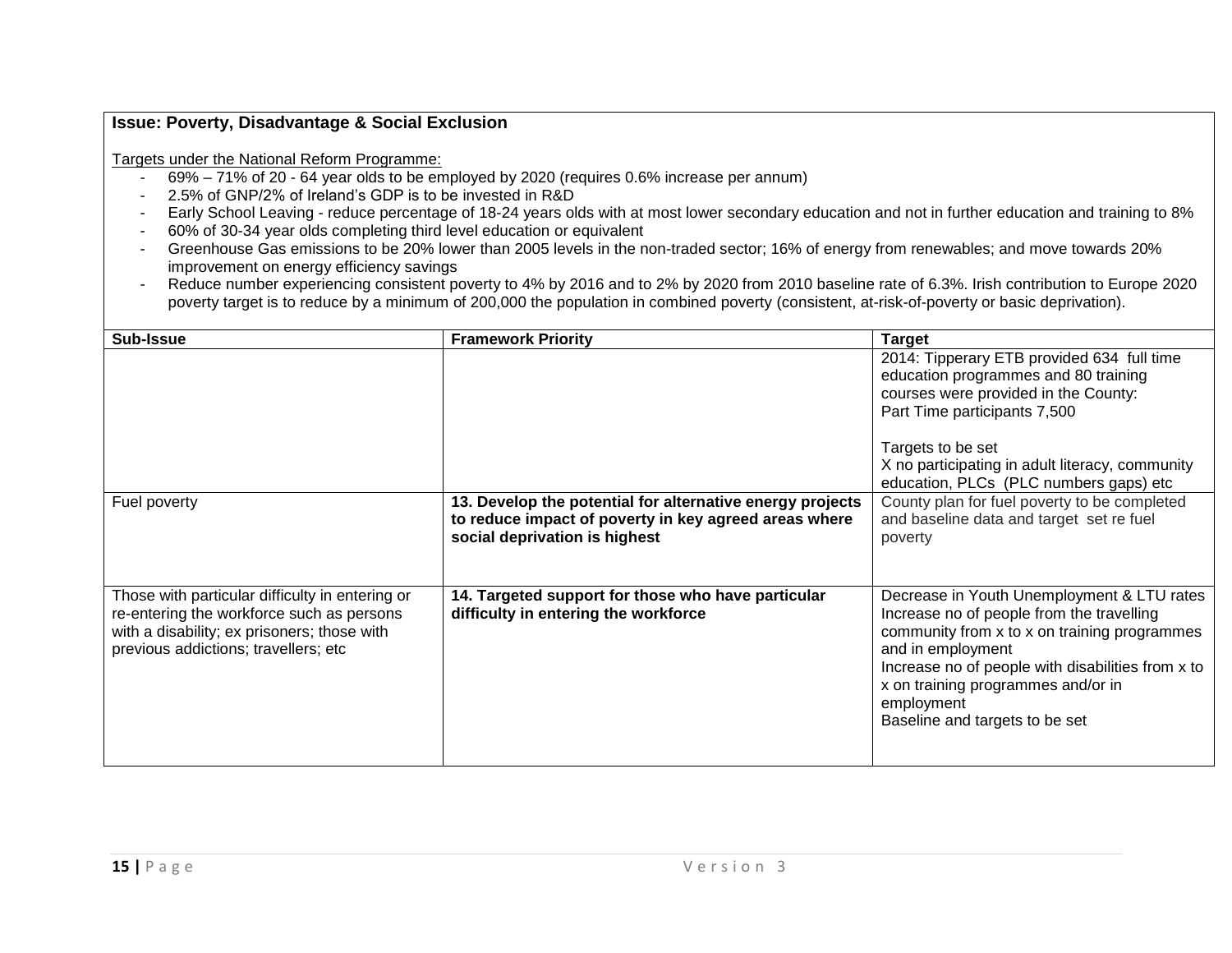**Issue: Poverty, Disadvantage & Social Exclusion**

Targets under the National Reform Programme:

- 69% – 71% of 20 - 64 year olds to be employed by 2020 (requires 0.6% increase per annum)
- 2.5% of GNP/2% of Ireland's GDP is to be invested in R&D
- Early School Leaving - reduce percentage of 18-24 years olds with at most lower secondary education and not in further education and training to 8%
- 60% of 30-34 year olds completing third level education or equivalent
- Greenhouse Gas emissions to be 20% lower than 2005 levels in the non-traded sector; 16% of energy from renewables; and move towards 20% improvement on energy efficiency savings
- Reduce number experiencing consistent poverty to 4% by 2016 and to 2% by 2020 from 2010 baseline rate of 6.3%. Irish contribution to Europe 2020 poverty target is to reduce by a minimum of 200,000 the population in combined poverty (consistent, at-risk-of-poverty or basic deprivation).

| Sub-Issue | Framework Priority | Target |
|---|---|---|
| | | 2014: Tipperary ETB provided 634 full time education programmes and 80 training courses were provided in the County:<br>Part Time participants 7,500<br><br>Targets to be set<br>X no participating in adult literacy, community education, PLCs (PLC numbers gaps) etc |
| Fuel poverty | **13. Develop the potential for alternative energy projects to reduce impact of poverty in key agreed areas where social deprivation is highest** | County plan for fuel poverty to be completed and baseline data and target set re fuel poverty |
| Those with particular difficulty in entering or re-entering the workforce such as persons with a disability; ex prisoners; those with previous addictions; travellers; etc | **14. Targeted support for those who have particular difficulty in entering the workforce** | Decrease in Youth Unemployment & LTU rates<br>Increase no of people from the travelling community from x to x on training programmes and in employment<br>Increase no of people with disabilities from x to x on training programmes and/or in employment<br>Baseline and targets to be set |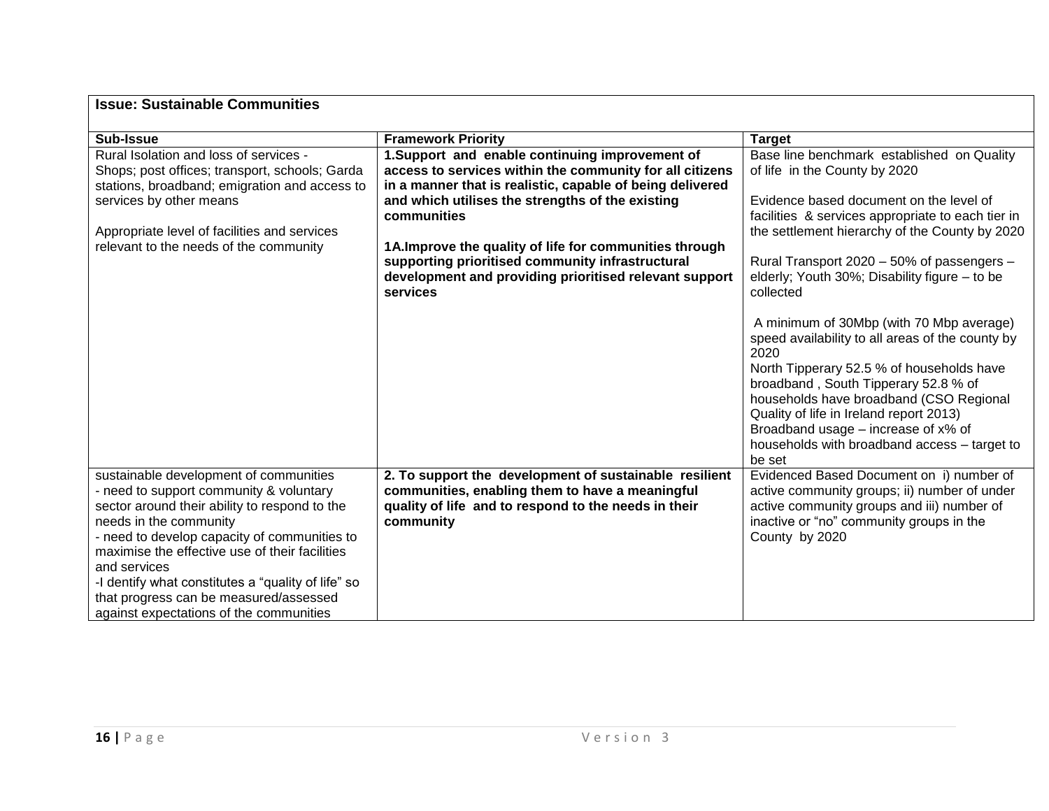| **Issue: Sustainable Communities** | | |
|---|---|---|
| **Sub-Issue** | **Framework Priority** | **Target** |
| Rural Isolation and loss of services - Shops; post offices; transport, schools; Garda stations, broadband; emigration and access to services by other means<br><br>Appropriate level of facilities and services relevant to the needs of the community | **1.Support and enable continuing improvement of access to services within the community for all citizens in a manner that is realistic, capable of being delivered and which utilises the strengths of the existing communities**<br><br>**1A.Improve the quality of life for communities through supporting prioritised community infrastructural development and providing prioritised relevant support services** | Base line benchmark established on Quality of life in the County by 2020<br><br>Evidence based document on the level of facilities & services appropriate to each tier in the settlement hierarchy of the County by 2020<br><br>Rural Transport 2020 – 50% of passengers – elderly; Youth 30%; Disability figure – to be collected<br><br>A minimum of 30Mbp (with 70 Mbp average) speed availability to all areas of the county by 2020<br>North Tipperary 52.5 % of households have broadband , South Tipperary 52.8 % of households have broadband (CSO Regional Quality of life in Ireland report 2013)<br>Broadband usage – increase of x% of households with broadband access – target to be set |
| sustainable development of communities<br>- need to support community & voluntary sector around their ability to respond to the needs in the community<br>- need to develop capacity of communities to maximise the effective use of their facilities and services<br>-I dentify what constitutes a "quality of life" so that progress can be measured/assessed against expectations of the communities | **2. To support the development of sustainable resilient communities, enabling them to have a meaningful quality of life and to respond to the needs in their community** | Evidenced Based Document on i) number of active community groups; ii) number of under active community groups and iii) number of inactive or "no" community groups in the County by 2020 |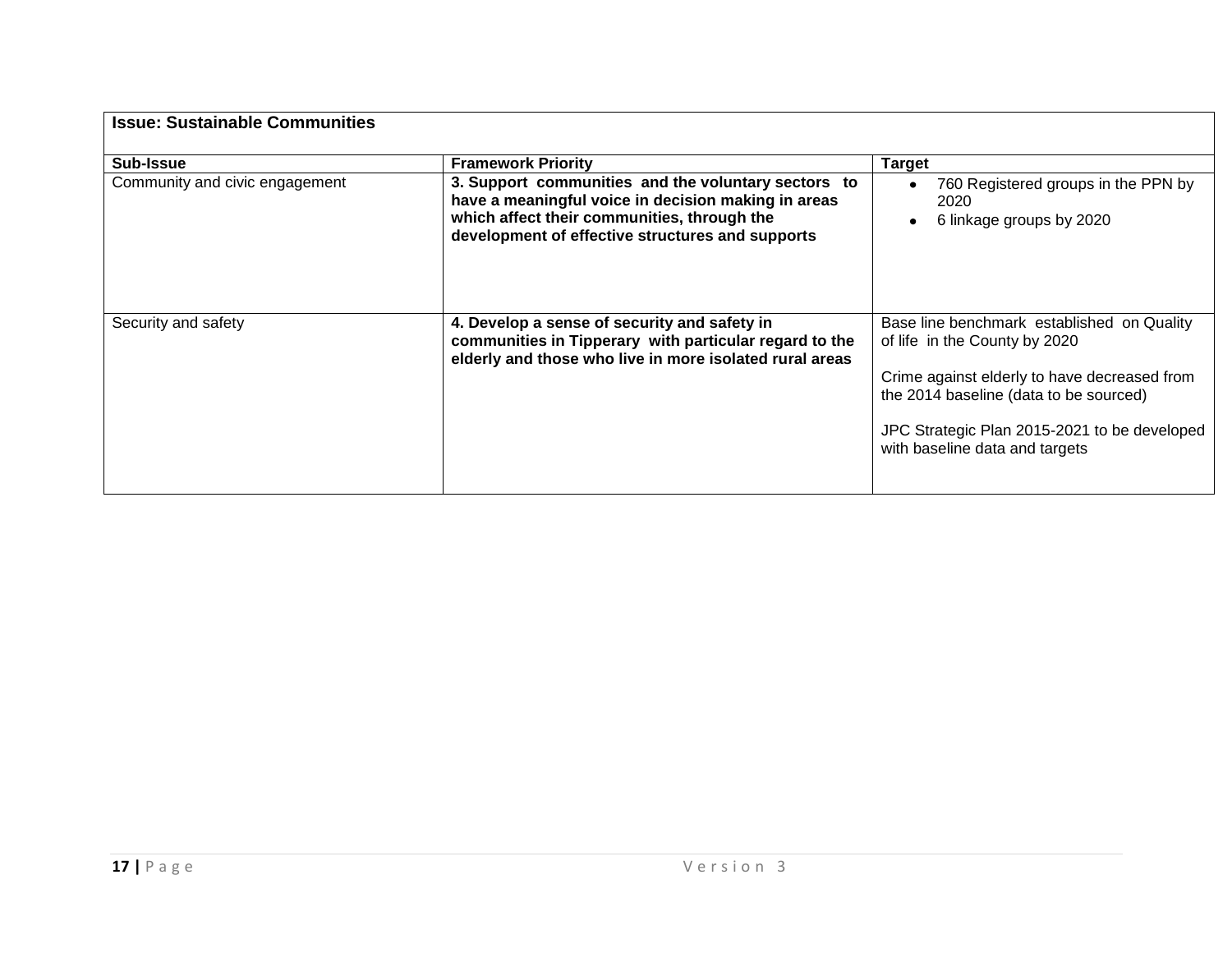| **Issue: Sustainable Communities** | | |
|---|---|---|
| **Sub-Issue** | **Framework Priority** | **Target** |
| Community and civic engagement | **3. Support communities and the voluntary sectors to have a meaningful voice in decision making in areas which affect their communities, through the development of effective structures and supports** | • 760 Registered groups in the PPN by 2020<br>• 6 linkage groups by 2020 |
| Security and safety | **4. Develop a sense of security and safety in communities in Tipperary with particular regard to the elderly and those who live in more isolated rural areas** | Base line benchmark established on Quality of life in the County by 2020<br><br>Crime against elderly to have decreased from the 2014 baseline (data to be sourced)<br><br>JPC Strategic Plan 2015-2021 to be developed with baseline data and targets |